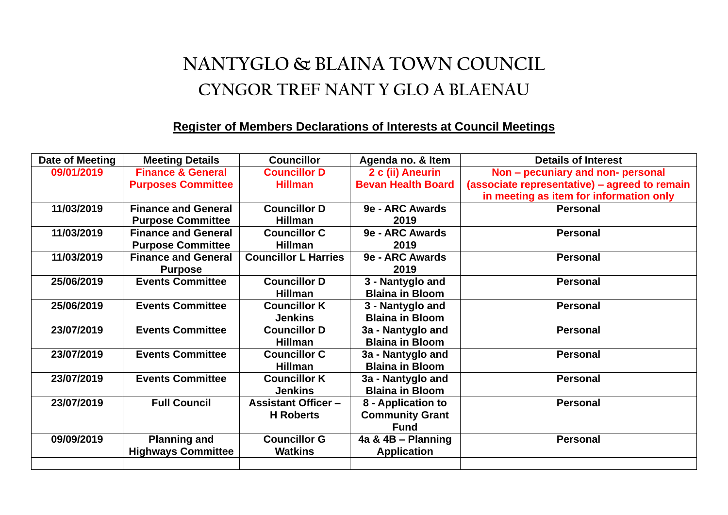# NANTYGLO & BLAINA TOWN COUNCIL
# CYNGOR TREF NANT Y GLO A BLAENAU

## Register of Members Declarations of Interests at Council Meetings

| Date of Meeting | Meeting Details | Councillor | Agenda no. & Item | Details of Interest |
|---|---|---|---|---|
| 09/01/2019 | Finance & General Purposes Committee | Councillor D Hillman | 2 c (ii) Aneurin Bevan Health Board | Non – pecuniary and non- personal (associate representative) – agreed to remain in meeting as item for information only |
| 11/03/2019 | Finance and General Purpose Committee | Councillor D Hillman | 9e - ARC Awards 2019 | Personal |
| 11/03/2019 | Finance and General Purpose Committee | Councillor C Hillman | 9e - ARC Awards 2019 | Personal |
| 11/03/2019 | Finance and General Purpose | Councillor L Harries | 9e - ARC Awards 2019 | Personal |
| 25/06/2019 | Events Committee | Councillor D Hillman | 3 - Nantyglo and Blaina in Bloom | Personal |
| 25/06/2019 | Events Committee | Councillor K Jenkins | 3 - Nantyglo and Blaina in Bloom | Personal |
| 23/07/2019 | Events Committee | Councillor D Hillman | 3a - Nantyglo and Blaina in Bloom | Personal |
| 23/07/2019 | Events Committee | Councillor C Hillman | 3a - Nantyglo and Blaina in Bloom | Personal |
| 23/07/2019 | Events Committee | Councillor K Jenkins | 3a - Nantyglo and Blaina in Bloom | Personal |
| 23/07/2019 | Full Council | Assistant Officer – H Roberts | 8 - Application to Community Grant Fund | Personal |
| 09/09/2019 | Planning and Highways Committee | Councillor G Watkins | 4a & 4B – Planning Application | Personal |
| | | | | |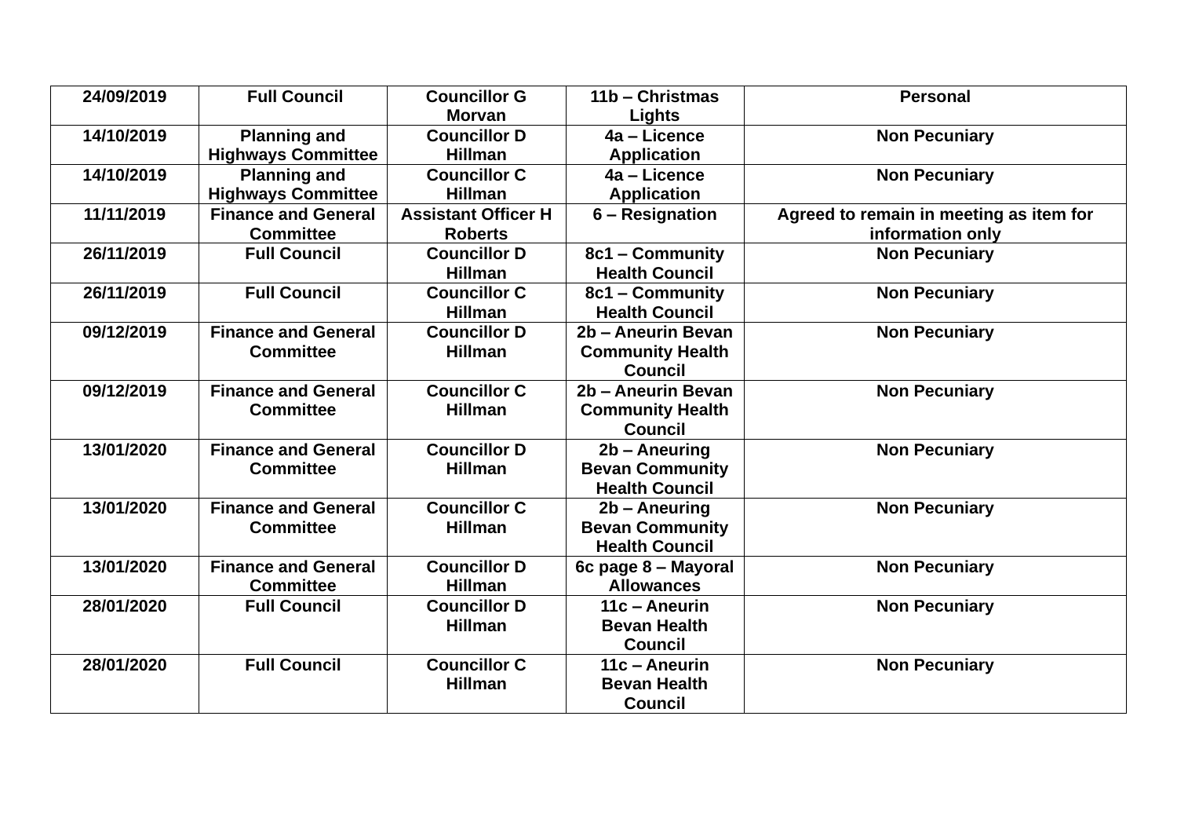| 24/09/2019 | Full Council | Councillor G Morvan | 11b – Christmas Lights | Personal |
|---|---|---|---|---|
| 14/10/2019 | Planning and Highways Committee | Councillor D Hillman | 4a – Licence Application | Non Pecuniary |
| 14/10/2019 | Planning and Highways Committee | Councillor C Hillman | 4a – Licence Application | Non Pecuniary |
| 11/11/2019 | Finance and General Committee | Assistant Officer H Roberts | 6 – Resignation | Agreed to remain in meeting as item for information only |
| 26/11/2019 | Full Council | Councillor D Hillman | 8c1 – Community Health Council | Non Pecuniary |
| 26/11/2019 | Full Council | Councillor C Hillman | 8c1 – Community Health Council | Non Pecuniary |
| 09/12/2019 | Finance and General Committee | Councillor D Hillman | 2b – Aneurin Bevan Community Health Council | Non Pecuniary |
| 09/12/2019 | Finance and General Committee | Councillor C Hillman | 2b – Aneurin Bevan Community Health Council | Non Pecuniary |
| 13/01/2020 | Finance and General Committee | Councillor D Hillman | 2b – Aneuring Bevan Community Health Council | Non Pecuniary |
| 13/01/2020 | Finance and General Committee | Councillor C Hillman | 2b – Aneuring Bevan Community Health Council | Non Pecuniary |
| 13/01/2020 | Finance and General Committee | Councillor D Hillman | 6c page 8 – Mayoral Allowances | Non Pecuniary |
| 28/01/2020 | Full Council | Councillor D Hillman | 11c – Aneurin Bevan Health Council | Non Pecuniary |
| 28/01/2020 | Full Council | Councillor C Hillman | 11c – Aneurin Bevan Health Council | Non Pecuniary |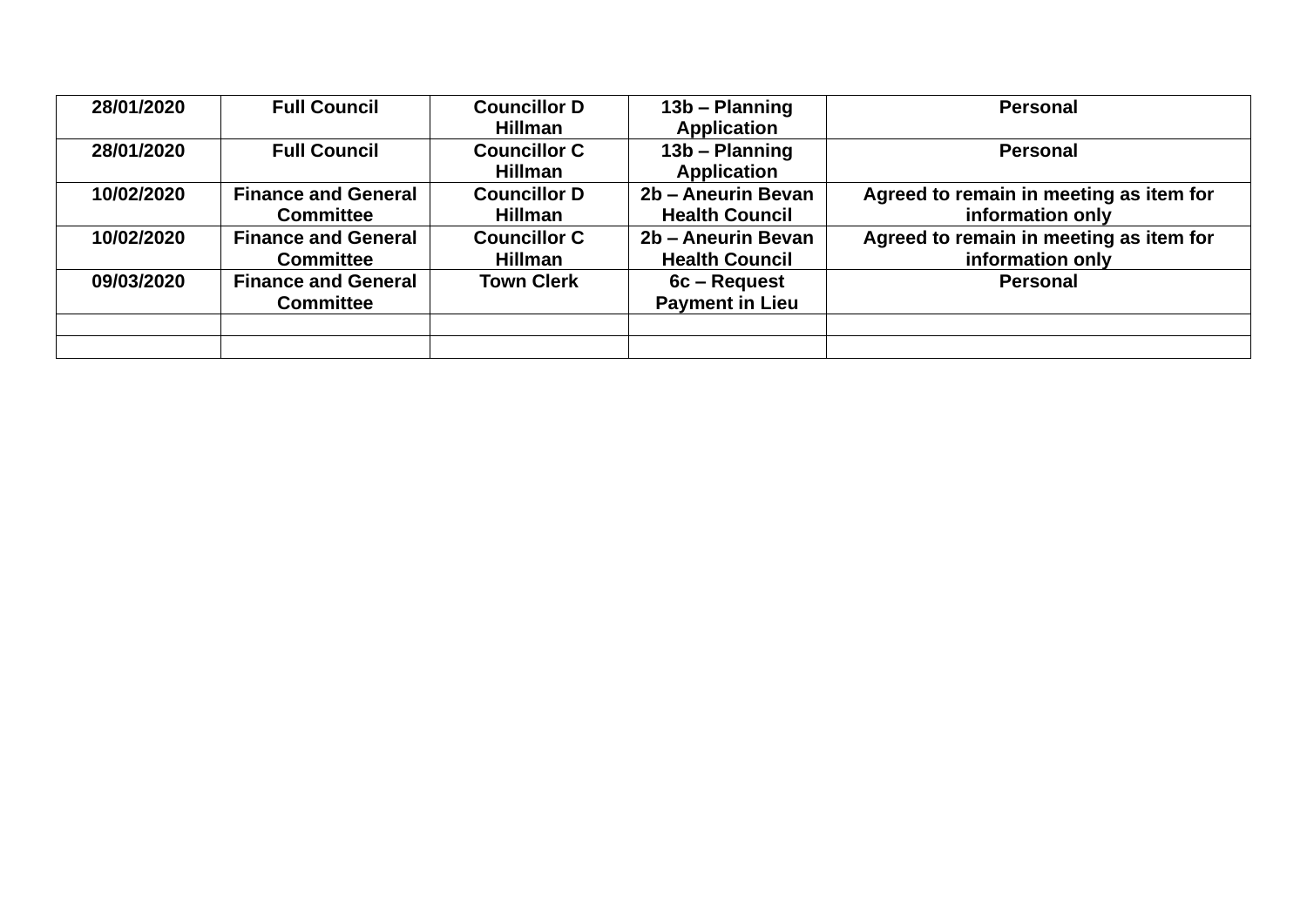| | | | | |
|---|---|---|---|---|
| **28/01/2020** | **Full Council** | **Councillor D Hillman** | **13b – Planning Application** | **Personal** |
| **28/01/2020** | **Full Council** | **Councillor C Hillman** | **13b – Planning Application** | **Personal** |
| **10/02/2020** | **Finance and General Committee** | **Councillor D Hillman** | **2b – Aneurin Bevan Health Council** | **Agreed to remain in meeting as item for information only** |
| **10/02/2020** | **Finance and General Committee** | **Councillor C Hillman** | **2b – Aneurin Bevan Health Council** | **Agreed to remain in meeting as item for information only** |
| **09/03/2020** | **Finance and General Committee** | **Town Clerk** | **6c – Request Payment in Lieu** | **Personal** |
| | | | | |
| | | | | |